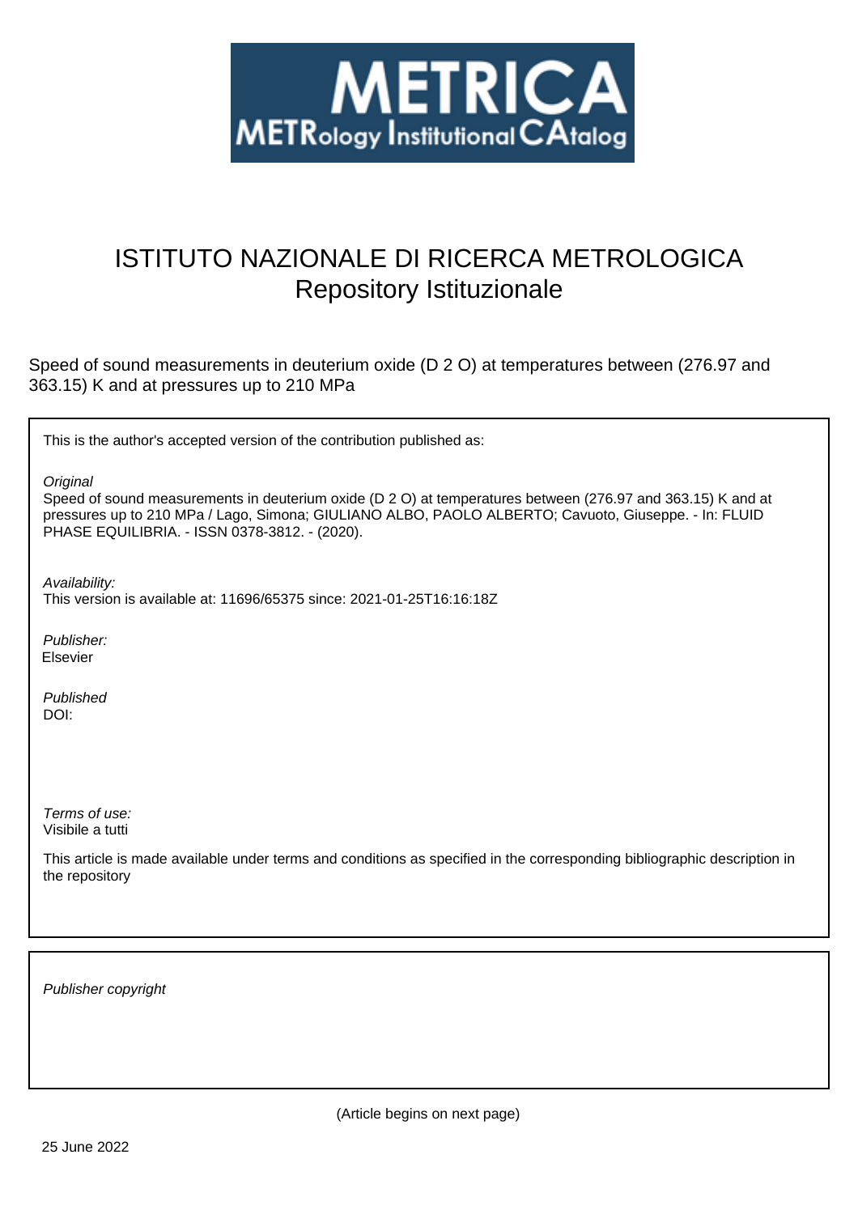# ISTITUTO NAZIONALE DI RICERCA METROLOGICA
## Repository Istituzionale

Speed of sound measurements in deuterium oxide (D 2 O) at temperatures between (276.97 and 363.15) K and at pressures up to 210 MPa

This is the author's accepted version of the contribution published as:

*Original*
Speed of sound measurements in deuterium oxide (D 2 O) at temperatures between (276.97 and 363.15) K and at pressures up to 210 MPa / Lago, Simona; GIULIANO ALBO, PAOLO ALBERTO; Cavuoto, Giuseppe. - In: FLUID PHASE EQUILIBRIA. - ISSN 0378-3812. - (2020).

*Availability:*
This version is available at: 11696/65375 since: 2021-01-25T16:16:18Z

*Publisher:*
Elsevier

*Published*
DOI:

*Terms of use:*
Visibile a tutti

This article is made available under terms and conditions as specified in the corresponding bibliographic description in the repository

*Publisher copyright*

(Article begins on next page)

25 June 2022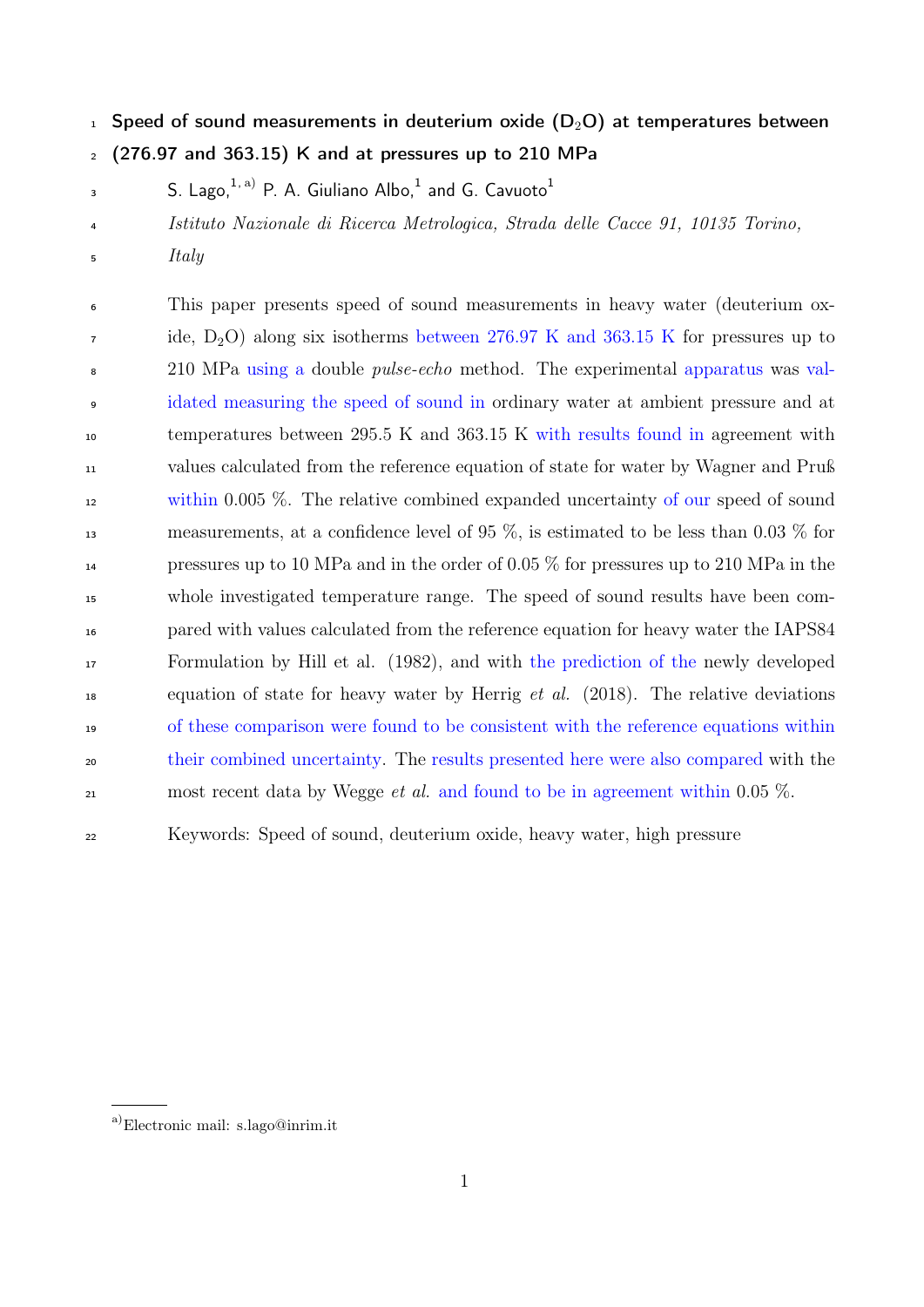# Speed of sound measurements in deuterium oxide ($D_2O$) at temperatures between (276.97 and 363.15) K and at pressures up to 210 MPa

S. Lago,[1,a)] P. A. Giuliano Albo,[1] and G. Cavuoto[1]

*Istituto Nazionale di Ricerca Metrologica, Strada delle Cacce 91, 10135 Torino, Italy*

This paper presents speed of sound measurements in heavy water (deuterium oxide, $D_2O$) along six isotherms between 276.97 K and 363.15 K for pressures up to 210 MPa using a double *pulse-echo* method. The experimental apparatus was validated measuring the speed of sound in ordinary water at ambient pressure and at temperatures between 295.5 K and 363.15 K with results found in agreement with values calculated from the reference equation of state for water by Wagner and Pruß within 0.005 %. The relative combined expanded uncertainty of our speed of sound measurements, at a confidence level of 95 %, is estimated to be less than 0.03 % for pressures up to 10 MPa and in the order of 0.05 % for pressures up to 210 MPa in the whole investigated temperature range. The speed of sound results have been compared with values calculated from the reference equation for heavy water the IAPS84 Formulation by Hill et al. (1982), and with the prediction of the newly developed equation of state for heavy water by Herrig *et al.* (2018). The relative deviations of these comparison were found to be consistent with the reference equations within their combined uncertainty. The results presented here were also compared with the most recent data by Wegge *et al.* and found to be in agreement within 0.05 %.

Keywords: Speed of sound, deuterium oxide, heavy water, high pressure

a)Electronic mail: s.lago@inrim.it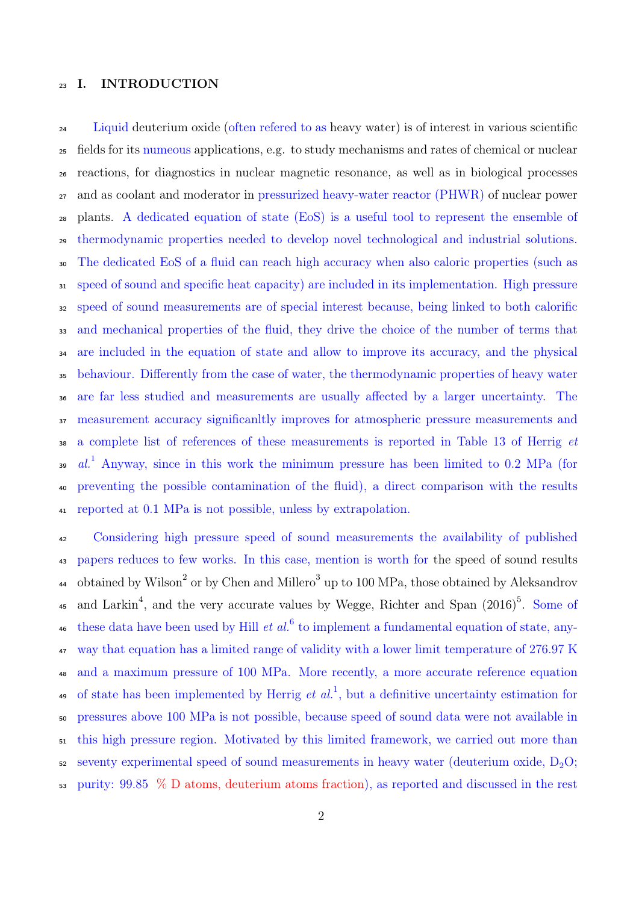## I. INTRODUCTION

Liquid deuterium oxide (often refered to as heavy water) is of interest in various scientific fields for its numeous applications, e.g. to study mechanisms and rates of chemical or nuclear reactions, for diagnostics in nuclear magnetic resonance, as well as in biological processes and as coolant and moderator in pressurized heavy-water reactor (PHWR) of nuclear power plants. A dedicated equation of state (EoS) is a useful tool to represent the ensemble of thermodynamic properties needed to develop novel technological and industrial solutions. The dedicated EoS of a fluid can reach high accuracy when also caloric properties (such as speed of sound and specific heat capacity) are included in its implementation. High pressure speed of sound measurements are of special interest because, being linked to both calorific and mechanical properties of the fluid, they drive the choice of the number of terms that are included in the equation of state and allow to improve its accuracy, and the physical behaviour. Differently from the case of water, the thermodynamic properties of heavy water are far less studied and measurements are usually affected by a larger uncertainty. The measurement accuracy significanltly improves for atmospheric pressure measurements and a complete list of references of these measurements is reported in Table 13 of Herrig *et al.*[1] Anyway, since in this work the minimum pressure has been limited to 0.2 MPa (for preventing the possible contamination of the fluid), a direct comparison with the results reported at 0.1 MPa is not possible, unless by extrapolation.

Considering high pressure speed of sound measurements the availability of published papers reduces to few works. In this case, mention is worth for the speed of sound results obtained by Wilson[2] or by Chen and Millero[3] up to 100 MPa, those obtained by Aleksandrov and Larkin[4], and the very accurate values by Wegge, Richter and Span (2016)[5]. Some of these data have been used by Hill *et al.*[6] to implement a fundamental equation of state, anyway that equation has a limited range of validity with a lower limit temperature of 276.97 K and a maximum pressure of 100 MPa. More recently, a more accurate reference equation of state has been implemented by Herrig *et al.*[1], but a definitive uncertainty estimation for pressures above 100 MPa is not possible, because speed of sound data were not available in this high pressure region. Motivated by this limited framework, we carried out more than seventy experimental speed of sound measurements in heavy water (deuterium oxide, $D_2O$; purity: 99.85 % D atoms, deuterium atoms fraction), as reported and discussed in the rest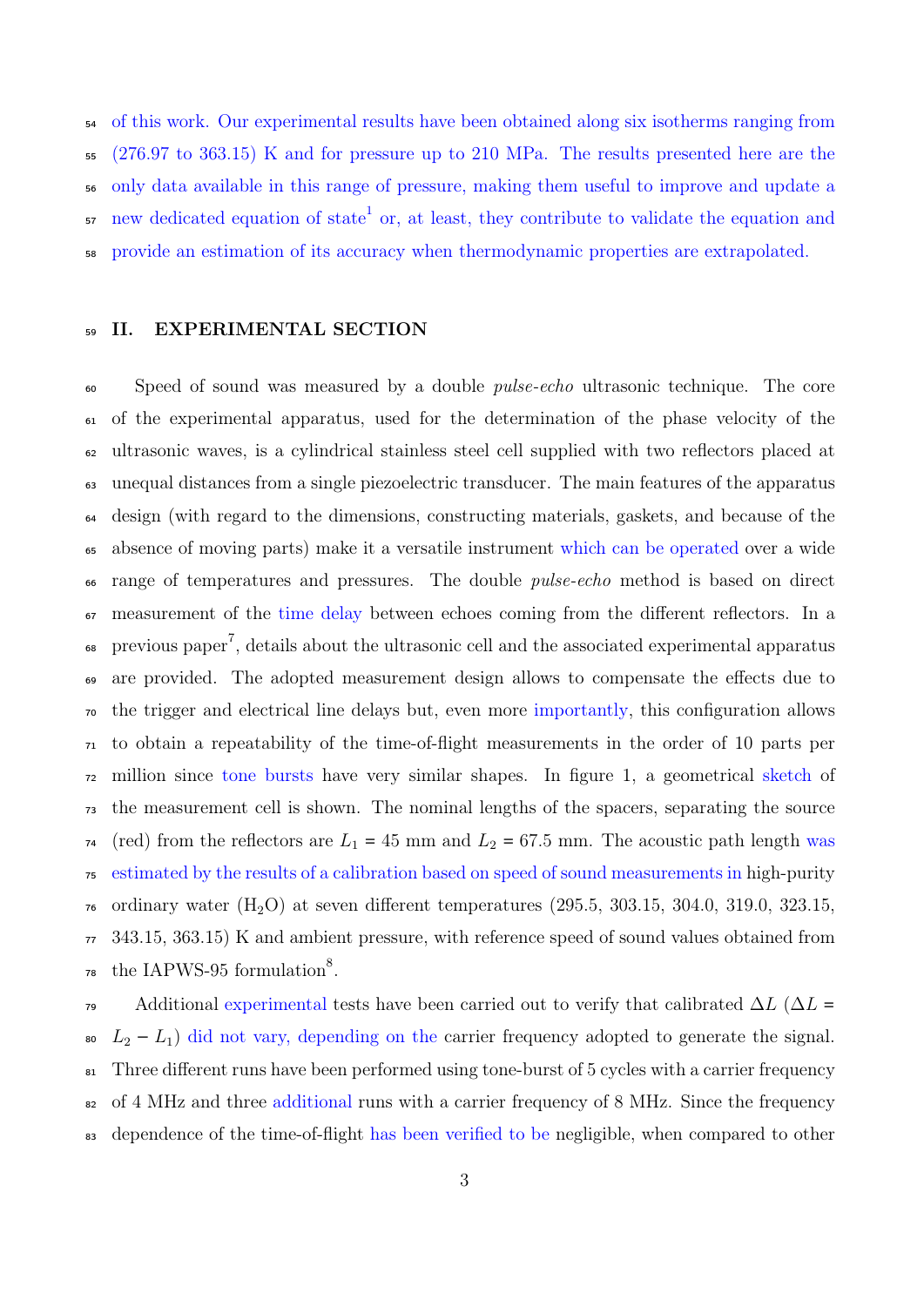of this work. Our experimental results have been obtained along six isotherms ranging from (276.97 to 363.15) K and for pressure up to 210 MPa. The results presented here are the only data available in this range of pressure, making them useful to improve and update a new dedicated equation of state[1] or, at least, they contribute to validate the equation and provide an estimation of its accuracy when thermodynamic properties are extrapolated.

## II. EXPERIMENTAL SECTION

Speed of sound was measured by a double *pulse-echo* ultrasonic technique. The core of the experimental apparatus, used for the determination of the phase velocity of the ultrasonic waves, is a cylindrical stainless steel cell supplied with two reflectors placed at unequal distances from a single piezoelectric transducer. The main features of the apparatus design (with regard to the dimensions, constructing materials, gaskets, and because of the absence of moving parts) make it a versatile instrument which can be operated over a wide range of temperatures and pressures. The double *pulse-echo* method is based on direct measurement of the time delay between echoes coming from the different reflectors. In a previous paper[7], details about the ultrasonic cell and the associated experimental apparatus are provided. The adopted measurement design allows to compensate the effects due to the trigger and electrical line delays but, even more importantly, this configuration allows to obtain a repeatability of the time-of-flight measurements in the order of 10 parts per million since tone bursts have very similar shapes. In figure 1, a geometrical sketch of the measurement cell is shown. The nominal lengths of the spacers, separating the source (red) from the reflectors are $L_1$ = 45 mm and $L_2$ = 67.5 mm. The acoustic path length was estimated by the results of a calibration based on speed of sound measurements in high-purity ordinary water ($H_2O$) at seven different temperatures (295.5, 303.15, 304.0, 319.0, 323.15, 343.15, 363.15) K and ambient pressure, with reference speed of sound values obtained from the IAPWS-95 formulation[8].

Additional experimental tests have been carried out to verify that calibrated $\Delta L$ ($\Delta L = L_2 - L_1$) did not vary, depending on the carrier frequency adopted to generate the signal. Three different runs have been performed using tone-burst of 5 cycles with a carrier frequency of 4 MHz and three additional runs with a carrier frequency of 8 MHz. Since the frequency dependence of the time-of-flight has been verified to be negligible, when compared to other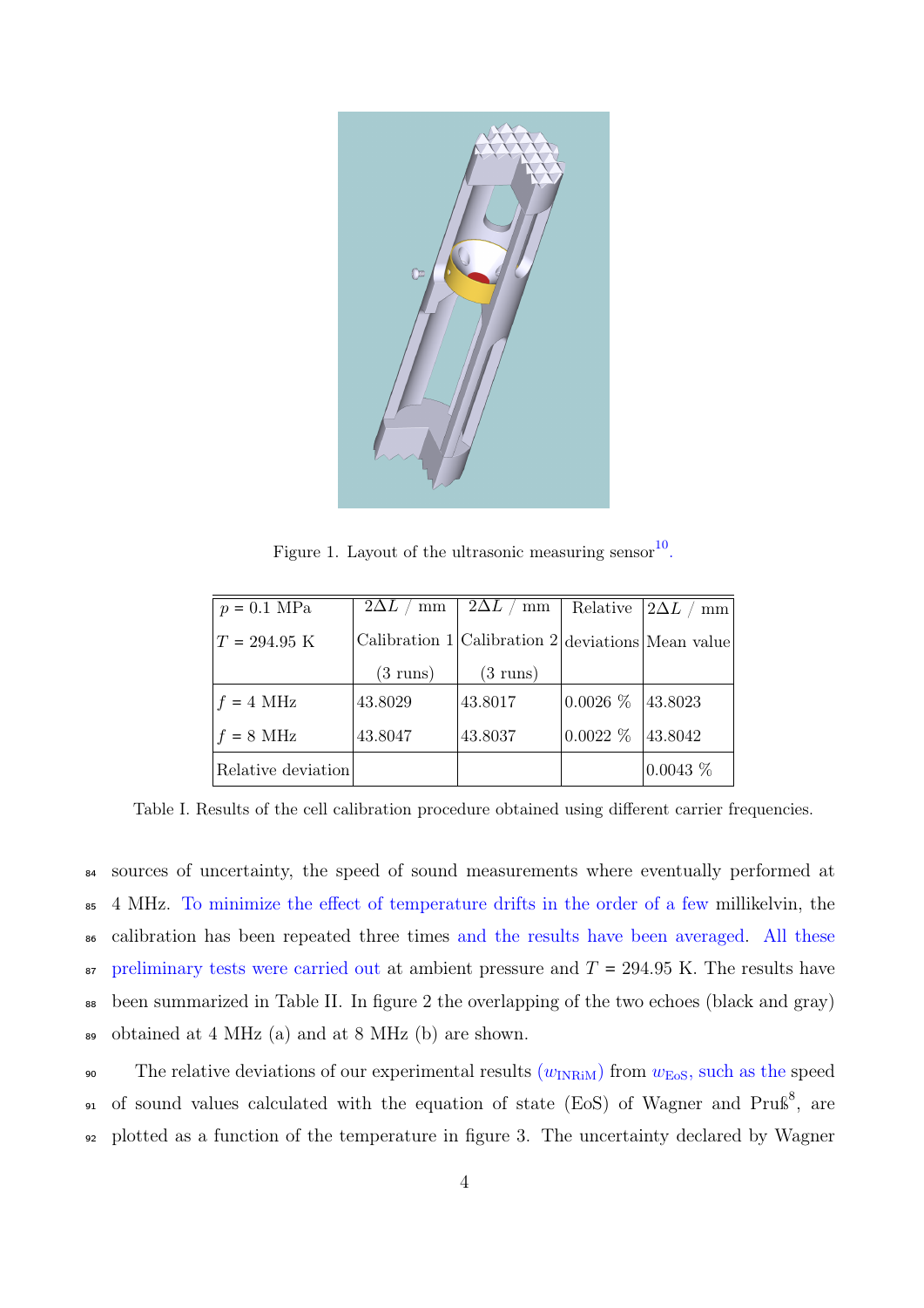Figure 1. Layout of the ultrasonic measuring sensor[10].

| $p$ = 0.1 MPa $T$ = 294.95 K | $2\Delta L$ / mm Calibration 1 (3 runs) | $2\Delta L$ / mm Calibration 2 (3 runs) | Relative deviations | $2\Delta L$ / mm Mean value |
|---|---|---|---|---|
| $f$ = 4 MHz | 43.8029 | 43.8017 | 0.0026 % | 43.8023 |
| $f$ = 8 MHz | 43.8047 | 43.8037 | 0.0022 % | 43.8042 |
| Relative deviation | | | | 0.0043 % |

Table I. Results of the cell calibration procedure obtained using different carrier frequencies.

sources of uncertainty, the speed of sound measurements where eventually performed at 4 MHz. To minimize the effect of temperature drifts in the order of a few millikelvin, the calibration has been repeated three times and the results have been averaged. All these preliminary tests were carried out at ambient pressure and $T$ = 294.95 K. The results have been summarized in Table II. In figure 2 the overlapping of the two echoes (black and gray) obtained at 4 MHz (a) and at 8 MHz (b) are shown.

The relative deviations of our experimental results ($w_{\mathrm{INRiM}}$) from $w_{\mathrm{EoS}}$, such as the speed of sound values calculated with the equation of state (EoS) of Wagner and Pruß[8], are plotted as a function of the temperature in figure 3. The uncertainty declared by Wagner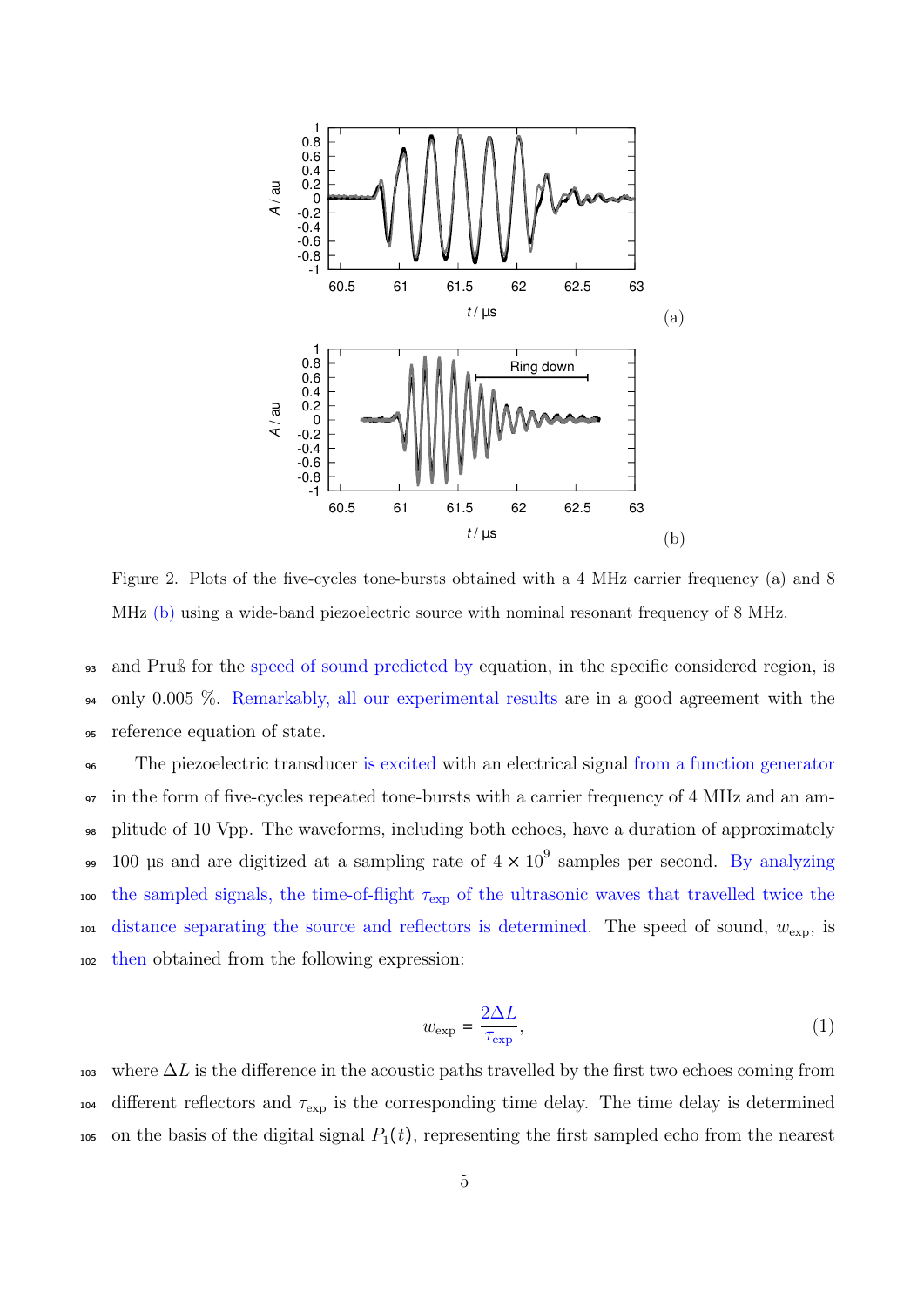Figure 2. Plots of the five-cycles tone-bursts obtained with a 4 MHz carrier frequency (a) and 8 MHz (b) using a wide-band piezoelectric source with nominal resonant frequency of 8 MHz.

and Pruß for the speed of sound predicted by equation, in the specific considered region, is only 0.005 %. Remarkably, all our experimental results are in a good agreement with the reference equation of state.

The piezoelectric transducer is excited with an electrical signal from a function generator in the form of five-cycles repeated tone-bursts with a carrier frequency of 4 MHz and an amplitude of 10 Vpp. The waveforms, including both echoes, have a duration of approximately 100 µs and are digitized at a sampling rate of $4 \times 10^9$ samples per second. By analyzing the sampled signals, the time-of-flight $\tau_{\text{exp}}$ of the ultrasonic waves that travelled twice the distance separating the source and reflectors is determined. The speed of sound, $w_{\text{exp}}$, is then obtained from the following expression:

$$w_{\text{exp}} = \frac{2\Delta L}{\tau_{\text{exp}}}, \tag{1}$$

where $\Delta L$ is the difference in the acoustic paths travelled by the first two echoes coming from different reflectors and $\tau_{\text{exp}}$ is the corresponding time delay. The time delay is determined on the basis of the digital signal $P_1(t)$, representing the first sampled echo from the nearest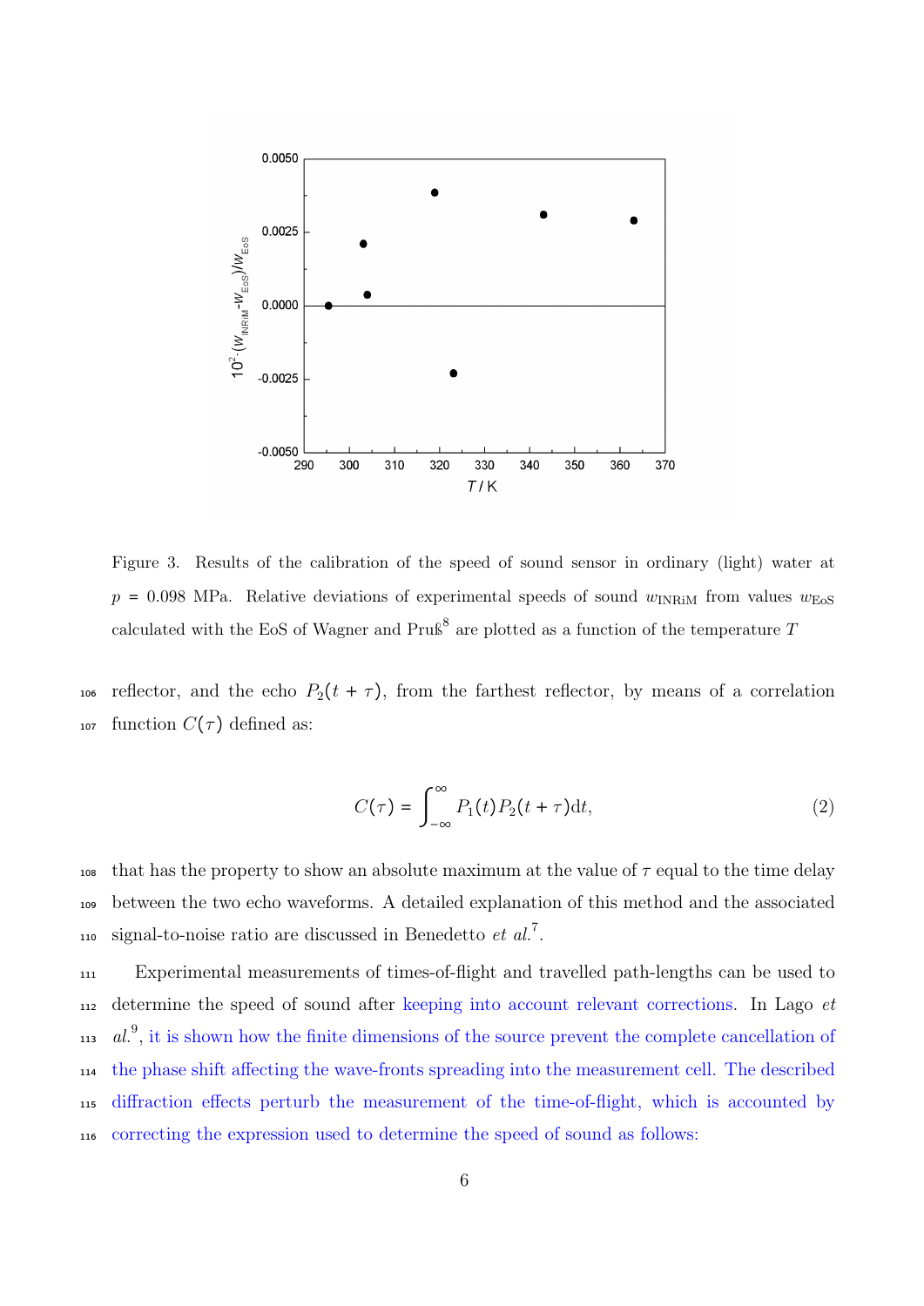Figure 3. Results of the calibration of the speed of sound sensor in ordinary (light) water at $p$ = 0.098 MPa. Relative deviations of experimental speeds of sound $w_{\mathrm{INRiM}}$ from values $w_{\mathrm{EoS}}$ calculated with the EoS of Wagner and Pruß[8] are plotted as a function of the temperature $T$

reflector, and the echo $P_2(t + \tau)$, from the farthest reflector, by means of a correlation function $C(\tau)$ defined as:

$$C(\tau) = \int_{-\infty}^{\infty} P_1(t) P_2(t + \tau) \mathrm{d}t, \tag{2}$$

that has the property to show an absolute maximum at the value of $\tau$ equal to the time delay between the two echo waveforms. A detailed explanation of this method and the associated signal-to-noise ratio are discussed in Benedetto *et al.*[7].

Experimental measurements of times-of-flight and travelled path-lengths can be used to determine the speed of sound after keeping into account relevant corrections. In Lago *et al.*[9], it is shown how the finite dimensions of the source prevent the complete cancellation of the phase shift affecting the wave-fronts spreading into the measurement cell. The described diffraction effects perturb the measurement of the time-of-flight, which is accounted by correcting the expression used to determine the speed of sound as follows: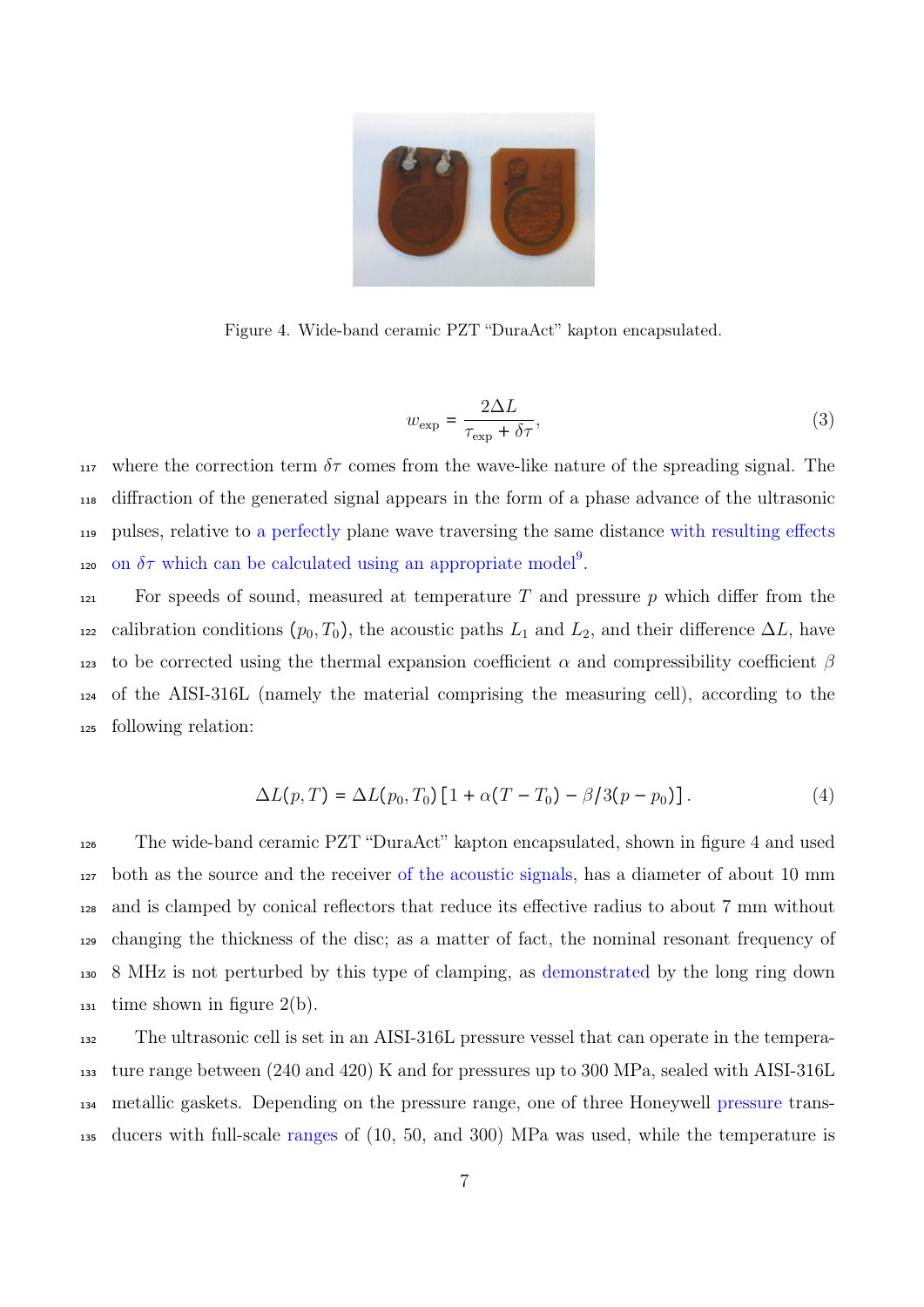Figure 4. Wide-band ceramic PZT "DuraAct" kapton encapsulated.

$$w_{\mathrm{exp}} = \frac{2\Delta L}{\tau_{\mathrm{exp}} + \delta\tau}, \tag{3}$$

where the correction term $\delta\tau$ comes from the wave-like nature of the spreading signal. The diffraction of the generated signal appears in the form of a phase advance of the ultrasonic pulses, relative to a perfectly plane wave traversing the same distance with resulting effects on $\delta\tau$ which can be calculated using an appropriate model[9].

For speeds of sound, measured at temperature $T$ and pressure $p$ which differ from the calibration conditions $(p_0, T_0)$, the acoustic paths $L_1$ and $L_2$, and their difference $\Delta L$, have to be corrected using the thermal expansion coefficient $\alpha$ and compressibility coefficient $\beta$ of the AISI-316L (namely the material comprising the measuring cell), according to the following relation:

$$\Delta L(p, T) = \Delta L(p_0, T_0)\left[1 + \alpha(T - T_0) - \beta/3(p - p_0)\right]. \tag{4}$$

The wide-band ceramic PZT "DuraAct" kapton encapsulated, shown in figure 4 and used both as the source and the receiver of the acoustic signals, has a diameter of about 10 mm and is clamped by conical reflectors that reduce its effective radius to about 7 mm without changing the thickness of the disc; as a matter of fact, the nominal resonant frequency of 8 MHz is not perturbed by this type of clamping, as demonstrated by the long ring down time shown in figure 2(b).

The ultrasonic cell is set in an AISI-316L pressure vessel that can operate in the temperature range between (240 and 420) K and for pressures up to 300 MPa, sealed with AISI-316L metallic gaskets. Depending on the pressure range, one of three Honeywell pressure transducers with full-scale ranges of (10, 50, and 300) MPa was used, while the temperature is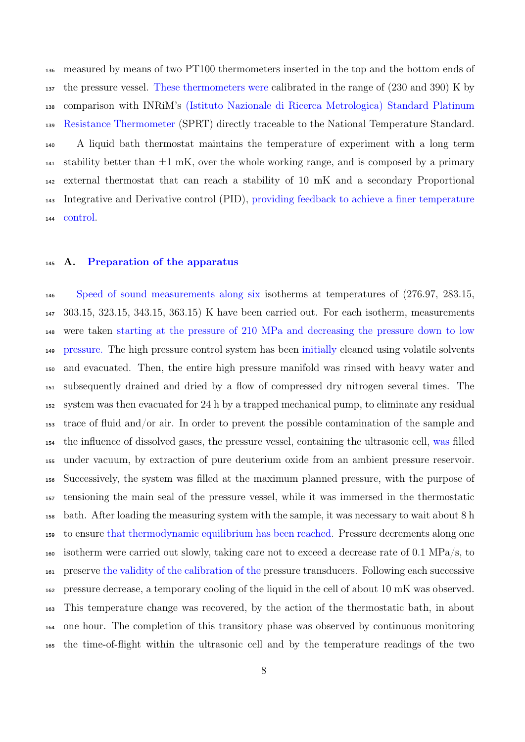measured by means of two PT100 thermometers inserted in the top and the bottom ends of the pressure vessel. These thermometers were calibrated in the range of (230 and 390) K by comparison with INRiM's (Istituto Nazionale di Ricerca Metrologica) Standard Platinum Resistance Thermometer (SPRT) directly traceable to the National Temperature Standard.

A liquid bath thermostat maintains the temperature of experiment with a long term stability better than $\pm 1$ mK, over the whole working range, and is composed by a primary external thermostat that can reach a stability of 10 mK and a secondary Proportional Integrative and Derivative control (PID), providing feedback to achieve a finer temperature control.

## A. Preparation of the apparatus

Speed of sound measurements along six isotherms at temperatures of (276.97, 283.15, 303.15, 323.15, 343.15, 363.15) K have been carried out. For each isotherm, measurements were taken starting at the pressure of 210 MPa and decreasing the pressure down to low pressure. The high pressure control system has been initially cleaned using volatile solvents and evacuated. Then, the entire high pressure manifold was rinsed with heavy water and subsequently drained and dried by a flow of compressed dry nitrogen several times. The system was then evacuated for 24 h by a trapped mechanical pump, to eliminate any residual trace of fluid and/or air. In order to prevent the possible contamination of the sample and the influence of dissolved gases, the pressure vessel, containing the ultrasonic cell, was filled under vacuum, by extraction of pure deuterium oxide from an ambient pressure reservoir. Successively, the system was filled at the maximum planned pressure, with the purpose of tensioning the main seal of the pressure vessel, while it was immersed in the thermostatic bath. After loading the measuring system with the sample, it was necessary to wait about 8 h to ensure that thermodynamic equilibrium has been reached. Pressure decrements along one isotherm were carried out slowly, taking care not to exceed a decrease rate of 0.1 MPa/s, to preserve the validity of the calibration of the pressure transducers. Following each successive pressure decrease, a temporary cooling of the liquid in the cell of about 10 mK was observed. This temperature change was recovered, by the action of the thermostatic bath, in about one hour. The completion of this transitory phase was observed by continuous monitoring the time-of-flight within the ultrasonic cell and by the temperature readings of the two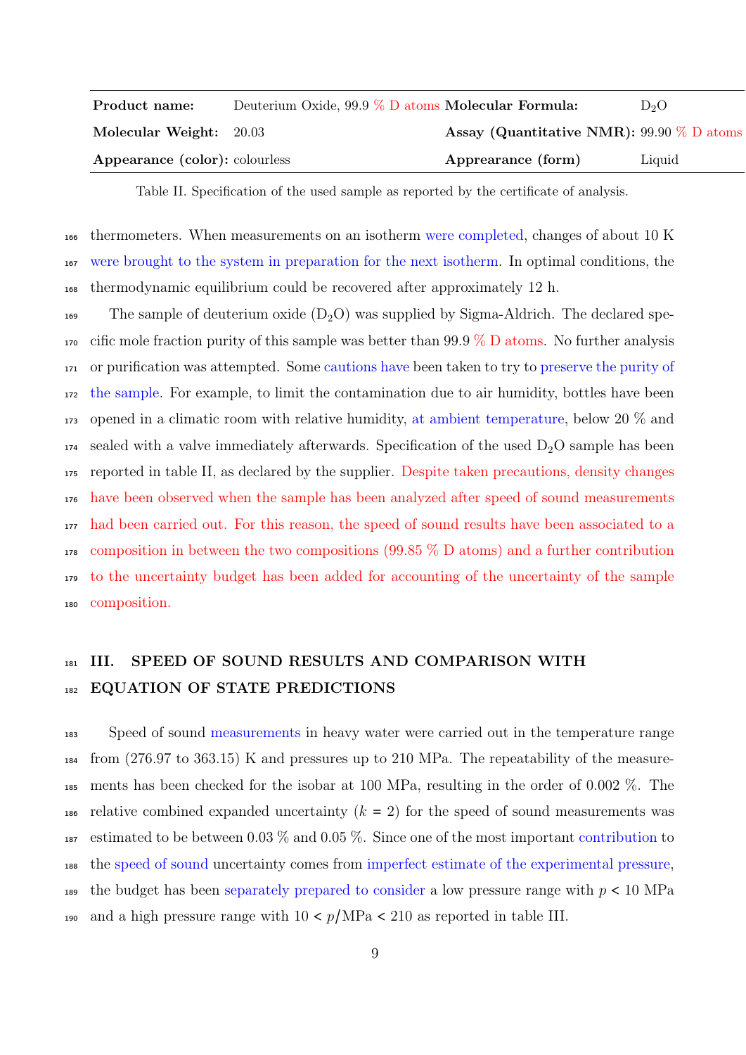| **Product name:** | Deuterium Oxide, 99.9 % D atoms | **Molecular Formula:** | $D_2O$ |
|---|---|---|---|
| **Molecular Weight:** | 20.03 | **Assay (Quantitative NMR):** | 99.90 % D atoms |
| **Appearance (color):** | colourless | **Appearance (form)** | Liquid |

Table II. Specification of the used sample as reported by the certificate of analysis.

thermometers. When measurements on an isotherm were completed, changes of about 10 K were brought to the system in preparation for the next isotherm. In optimal conditions, the thermodynamic equilibrium could be recovered after approximately 12 h.

The sample of deuterium oxide ($D_2O$) was supplied by Sigma-Aldrich. The declared specific mole fraction purity of this sample was better than 99.9 % D atoms. No further analysis or purification was attempted. Some cautions have been taken to try to preserve the purity of the sample. For example, to limit the contamination due to air humidity, bottles have been opened in a climatic room with relative humidity, at ambient temperature, below 20 % and sealed with a valve immediately afterwards. Specification of the used $D_2O$ sample has been reported in table II, as declared by the supplier. Despite taken precautions, density changes have been observed when the sample has been analyzed after speed of sound measurements had been carried out. For this reason, the speed of sound results have been associated to a composition in between the two compositions (99.85 % D atoms) and a further contribution to the uncertainty budget has been added for accounting of the uncertainty of the sample composition.

## III. SPEED OF SOUND RESULTS AND COMPARISON WITH EQUATION OF STATE PREDICTIONS

Speed of sound measurements in heavy water were carried out in the temperature range from (276.97 to 363.15) K and pressures up to 210 MPa. The repeatability of the measurements has been checked for the isobar at 100 MPa, resulting in the order of 0.002 %. The relative combined expanded uncertainty ($k$ = 2) for the speed of sound measurements was estimated to be between 0.03 % and 0.05 %. Since one of the most important contribution to the speed of sound uncertainty comes from imperfect estimate of the experimental pressure, the budget has been separately prepared to consider a low pressure range with $p < 10$ MPa and a high pressure range with $10 < p/\mathrm{MPa} < 210$ as reported in table III.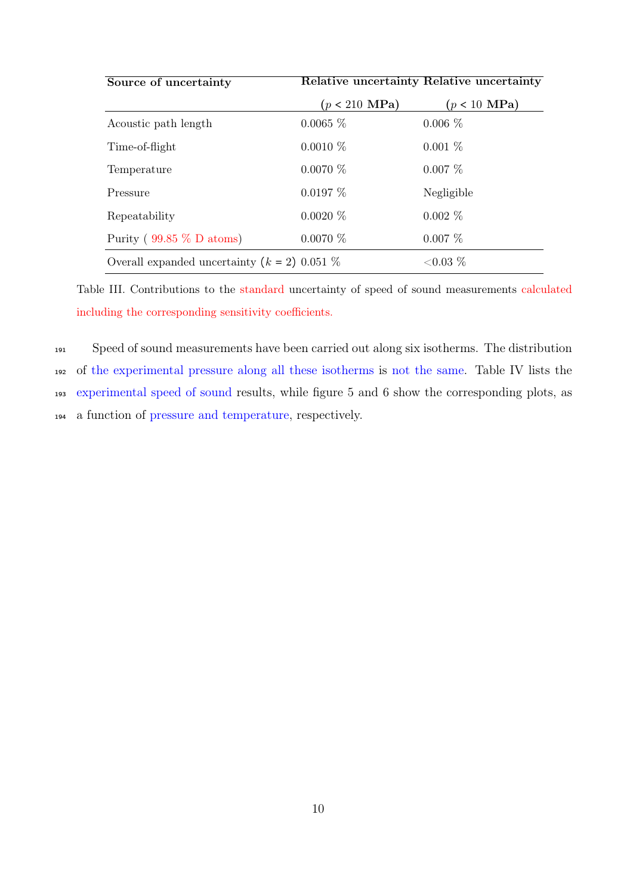| **Source of uncertainty** | **Relative uncertainty** ($p$ < 210 **MPa**) | **Relative uncertainty** ($p$ < 10 **MPa**) |
|---|---|---|
| Acoustic path length | 0.0065 % | 0.006 % |
| Time-of-flight | 0.0010 % | 0.001 % |
| Temperature | 0.0070 % | 0.007 % |
| Pressure | 0.0197 % | Negligible |
| Repeatability | 0.0020 % | 0.002 % |
| Purity ( 99.85 % D atoms) | 0.0070 % | 0.007 % |
| Overall expanded uncertainty ($k$ = 2) | 0.051 % | <0.03 % |

Table III. Contributions to the standard uncertainty of speed of sound measurements calculated including the corresponding sensitivity coefficients.

Speed of sound measurements have been carried out along six isotherms. The distribution of the experimental pressure along all these isotherms is not the same. Table IV lists the experimental speed of sound results, while figure 5 and 6 show the corresponding plots, as a function of pressure and temperature, respectively.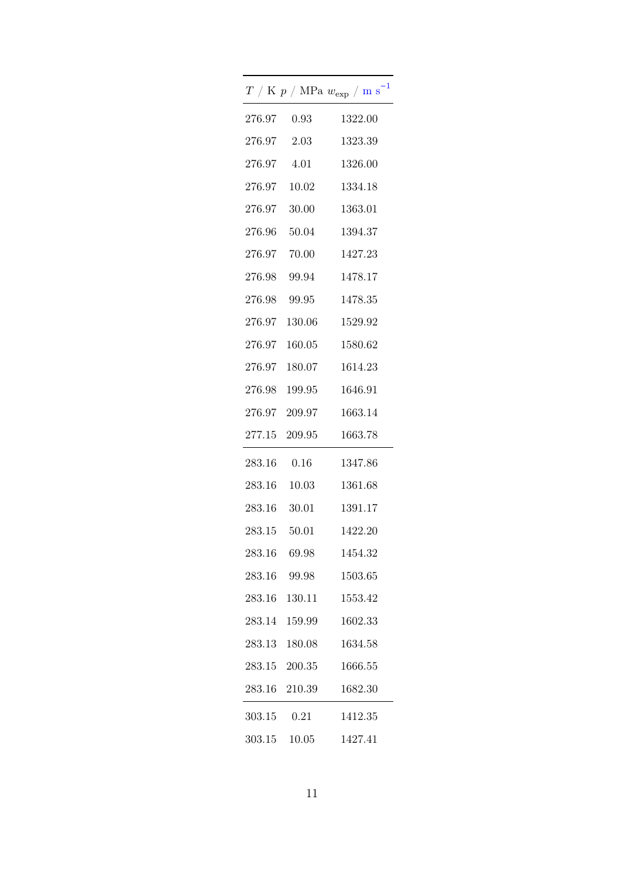| $T$ / K | $p$ / MPa | $w_{\mathrm{exp}}$ / m s$^{-1}$ |
|---|---|---|
| 276.97 | 0.93 | 1322.00 |
| 276.97 | 2.03 | 1323.39 |
| 276.97 | 4.01 | 1326.00 |
| 276.97 | 10.02 | 1334.18 |
| 276.97 | 30.00 | 1363.01 |
| 276.96 | 50.04 | 1394.37 |
| 276.97 | 70.00 | 1427.23 |
| 276.98 | 99.94 | 1478.17 |
| 276.98 | 99.95 | 1478.35 |
| 276.97 | 130.06 | 1529.92 |
| 276.97 | 160.05 | 1580.62 |
| 276.97 | 180.07 | 1614.23 |
| 276.98 | 199.95 | 1646.91 |
| 276.97 | 209.97 | 1663.14 |
| 277.15 | 209.95 | 1663.78 |
| 283.16 | 0.16 | 1347.86 |
| 283.16 | 10.03 | 1361.68 |
| 283.16 | 30.01 | 1391.17 |
| 283.15 | 50.01 | 1422.20 |
| 283.16 | 69.98 | 1454.32 |
| 283.16 | 99.98 | 1503.65 |
| 283.16 | 130.11 | 1553.42 |
| 283.14 | 159.99 | 1602.33 |
| 283.13 | 180.08 | 1634.58 |
| 283.15 | 200.35 | 1666.55 |
| 283.16 | 210.39 | 1682.30 |
| 303.15 | 0.21 | 1412.35 |
| 303.15 | 10.05 | 1427.41 |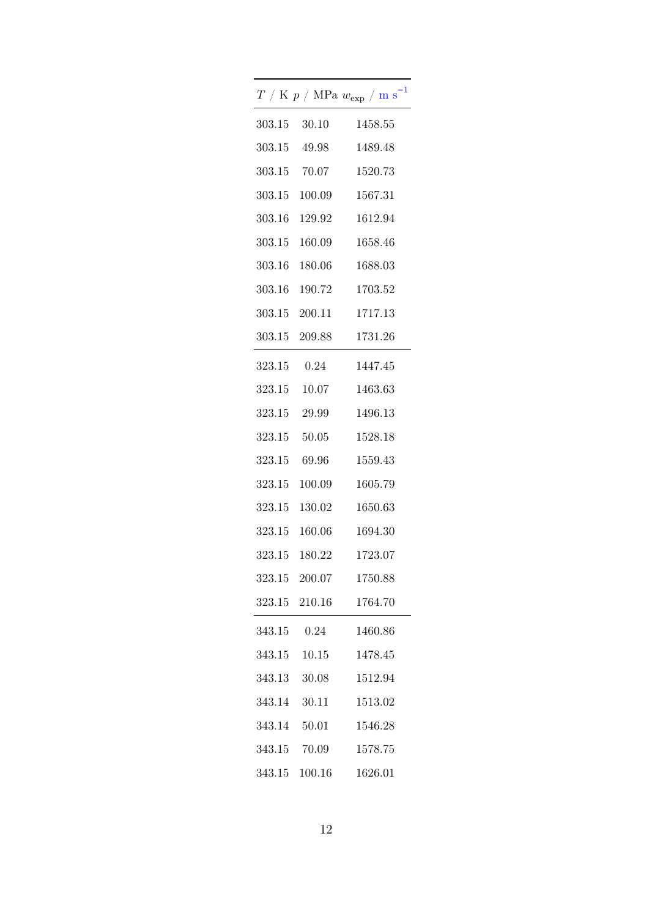| $T$ / K | $p$ / MPa | $w_{exp}$ / m s$^{-1}$ |
|---|---|---|
| 303.15 | 30.10 | 1458.55 |
| 303.15 | 49.98 | 1489.48 |
| 303.15 | 70.07 | 1520.73 |
| 303.15 | 100.09 | 1567.31 |
| 303.16 | 129.92 | 1612.94 |
| 303.15 | 160.09 | 1658.46 |
| 303.16 | 180.06 | 1688.03 |
| 303.16 | 190.72 | 1703.52 |
| 303.15 | 200.11 | 1717.13 |
| 303.15 | 209.88 | 1731.26 |
| 323.15 | 0.24 | 1447.45 |
| 323.15 | 10.07 | 1463.63 |
| 323.15 | 29.99 | 1496.13 |
| 323.15 | 50.05 | 1528.18 |
| 323.15 | 69.96 | 1559.43 |
| 323.15 | 100.09 | 1605.79 |
| 323.15 | 130.02 | 1650.63 |
| 323.15 | 160.06 | 1694.30 |
| 323.15 | 180.22 | 1723.07 |
| 323.15 | 200.07 | 1750.88 |
| 323.15 | 210.16 | 1764.70 |
| 343.15 | 0.24 | 1460.86 |
| 343.15 | 10.15 | 1478.45 |
| 343.13 | 30.08 | 1512.94 |
| 343.14 | 30.11 | 1513.02 |
| 343.14 | 50.01 | 1546.28 |
| 343.15 | 70.09 | 1578.75 |
| 343.15 | 100.16 | 1626.01 |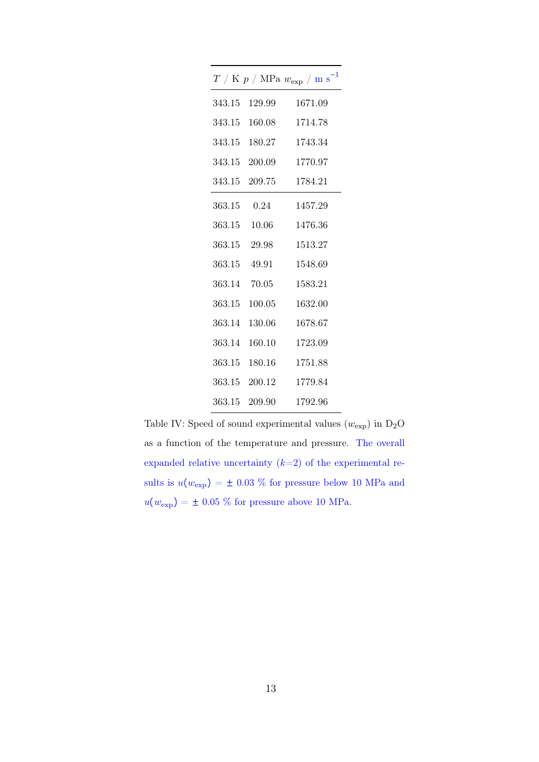| $T$ / K | $p$ / MPa | $w_{\mathrm{exp}}$ / m s$^{-1}$ |
|---|---|---|
| 343.15 | 129.99 | 1671.09 |
| 343.15 | 160.08 | 1714.78 |
| 343.15 | 180.27 | 1743.34 |
| 343.15 | 200.09 | 1770.97 |
| 343.15 | 209.75 | 1784.21 |
| 363.15 | 0.24 | 1457.29 |
| 363.15 | 10.06 | 1476.36 |
| 363.15 | 29.98 | 1513.27 |
| 363.15 | 49.91 | 1548.69 |
| 363.14 | 70.05 | 1583.21 |
| 363.15 | 100.05 | 1632.00 |
| 363.14 | 130.06 | 1678.67 |
| 363.14 | 160.10 | 1723.09 |
| 363.15 | 180.16 | 1751.88 |
| 363.15 | 200.12 | 1779.84 |
| 363.15 | 209.90 | 1792.96 |

Table IV: Speed of sound experimental values ($w_{\mathrm{exp}}$) in $D_2O$ as a function of the temperature and pressure. The overall expanded relative uncertainty ($k$=2) of the experimental results is $u(w_{\mathrm{exp}}) = \pm$ 0.03 % for pressure below 10 MPa and $u(w_{\mathrm{exp}}) = \pm$ 0.05 % for pressure above 10 MPa.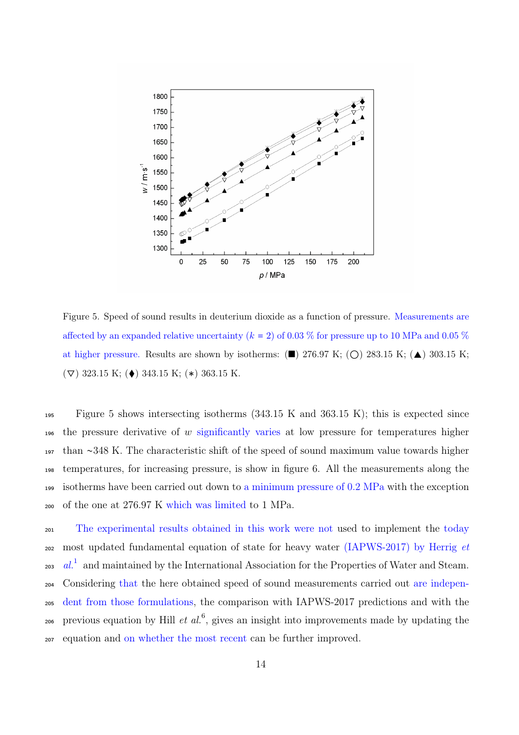Figure 5. Speed of sound results in deuterium dioxide as a function of pressure. Measurements are affected by an expanded relative uncertainty ($k$ = 2) of 0.03 % for pressure up to 10 MPa and 0.05 % at higher pressure. Results are shown by isotherms: (■) 276.97 K; (○) 283.15 K; (▲) 303.15 K; (▽) 323.15 K; (♦) 343.15 K; (∗) 363.15 K.

Figure 5 shows intersecting isotherms (343.15 K and 363.15 K); this is expected since the pressure derivative of $w$ significantly varies at low pressure for temperatures higher than ~348 K. The characteristic shift of the speed of sound maximum value towards higher temperatures, for increasing pressure, is show in figure 6. All the measurements along the isotherms have been carried out down to a minimum pressure of 0.2 MPa with the exception of the one at 276.97 K which was limited to 1 MPa.

The experimental results obtained in this work were not used to implement the today most updated fundamental equation of state for heavy water (IAPWS-2017) by Herrig *et al.*[1] and maintained by the International Association for the Properties of Water and Steam. Considering that the here obtained speed of sound measurements carried out are independent from those formulations, the comparison with IAPWS-2017 predictions and with the previous equation by Hill *et al.*[6], gives an insight into improvements made by updating the equation and on whether the most recent can be further improved.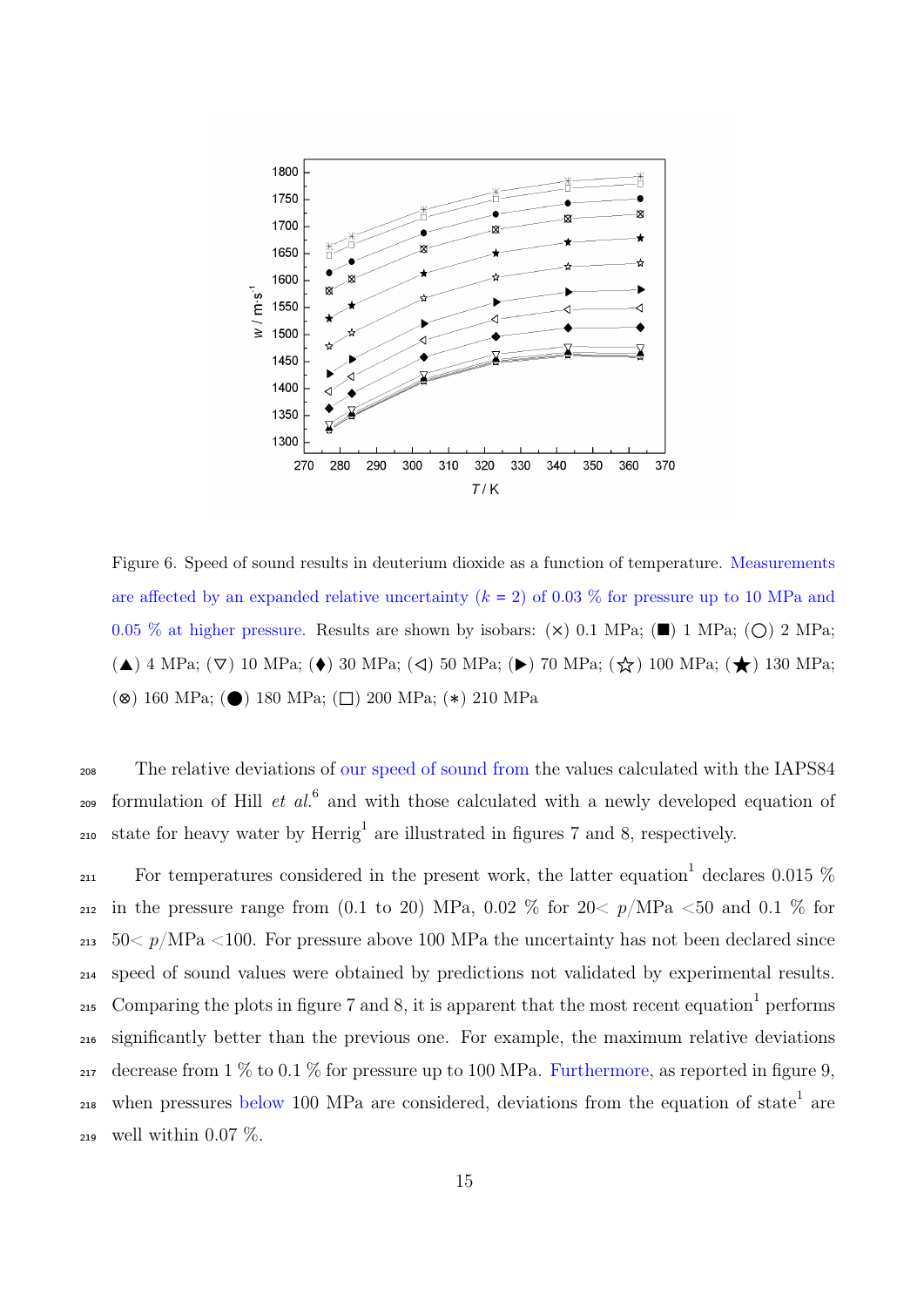Figure 6. Speed of sound results in deuterium dioxide as a function of temperature. Measurements are affected by an expanded relative uncertainty ($k$ = 2) of 0.03 % for pressure up to 10 MPa and 0.05 % at higher pressure. Results are shown by isobars: (×) 0.1 MPa; (■) 1 MPa; (○) 2 MPa; (▲) 4 MPa; (▽) 10 MPa; (♦) 30 MPa; (◁) 50 MPa; (▶) 70 MPa; (☆) 100 MPa; (★) 130 MPa; (⊗) 160 MPa; (●) 180 MPa; (□) 200 MPa; (∗) 210 MPa

The relative deviations of our speed of sound from the values calculated with the IAPS84 formulation of Hill *et al.*[6] and with those calculated with a newly developed equation of state for heavy water by Herrig[1] are illustrated in figures 7 and 8, respectively.

For temperatures considered in the present work, the latter equation[1] declares 0.015 % in the pressure range from (0.1 to 20) MPa, 0.02 % for 20< $p$/MPa <50 and 0.1 % for 50< $p$/MPa <100. For pressure above 100 MPa the uncertainty has not been declared since speed of sound values were obtained by predictions not validated by experimental results. Comparing the plots in figure 7 and 8, it is apparent that the most recent equation[1] performs significantly better than the previous one. For example, the maximum relative deviations decrease from 1 % to 0.1 % for pressure up to 100 MPa. Furthermore, as reported in figure 9, when pressures below 100 MPa are considered, deviations from the equation of state[1] are well within 0.07 %.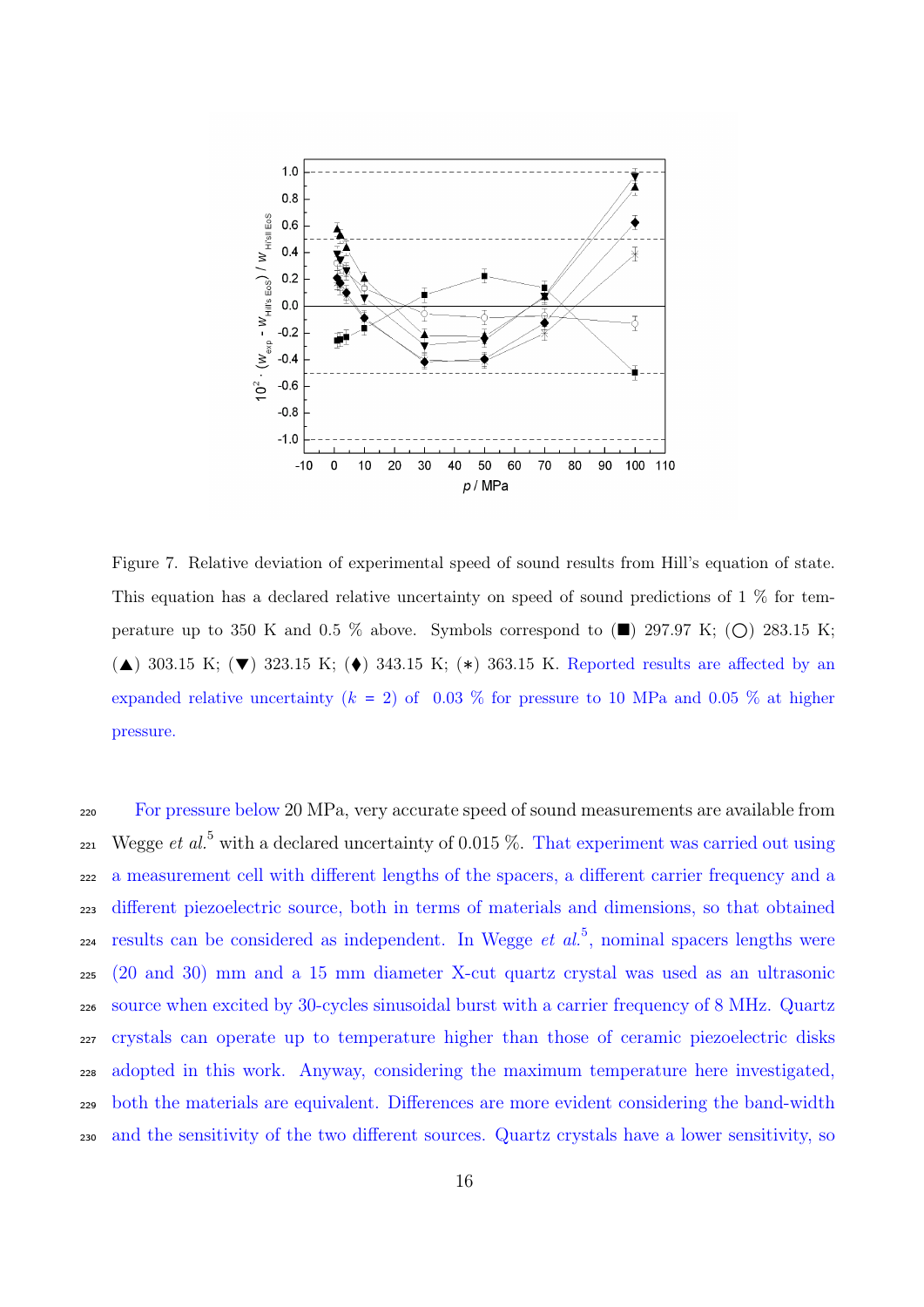Figure 7. Relative deviation of experimental speed of sound results from Hill's equation of state. This equation has a declared relative uncertainty on speed of sound predictions of 1 % for temperature up to 350 K and 0.5 % above. Symbols correspond to (■) 297.97 K; (○) 283.15 K; (▲) 303.15 K; (▼) 323.15 K; (♦) 343.15 K; (∗) 363.15 K. Reported results are affected by an expanded relative uncertainty ($k$ = 2) of 0.03 % for pressure to 10 MPa and 0.05 % at higher pressure.

For pressure below 20 MPa, very accurate speed of sound measurements are available from Wegge *et al.*[5] with a declared uncertainty of 0.015 %. That experiment was carried out using a measurement cell with different lengths of the spacers, a different carrier frequency and a different piezoelectric source, both in terms of materials and dimensions, so that obtained results can be considered as independent. In Wegge *et al.*[5], nominal spacers lengths were (20 and 30) mm and a 15 mm diameter X-cut quartz crystal was used as an ultrasonic source when excited by 30-cycles sinusoidal burst with a carrier frequency of 8 MHz. Quartz crystals can operate up to temperature higher than those of ceramic piezoelectric disks adopted in this work. Anyway, considering the maximum temperature here investigated, both the materials are equivalent. Differences are more evident considering the band-width and the sensitivity of the two different sources. Quartz crystals have a lower sensitivity, so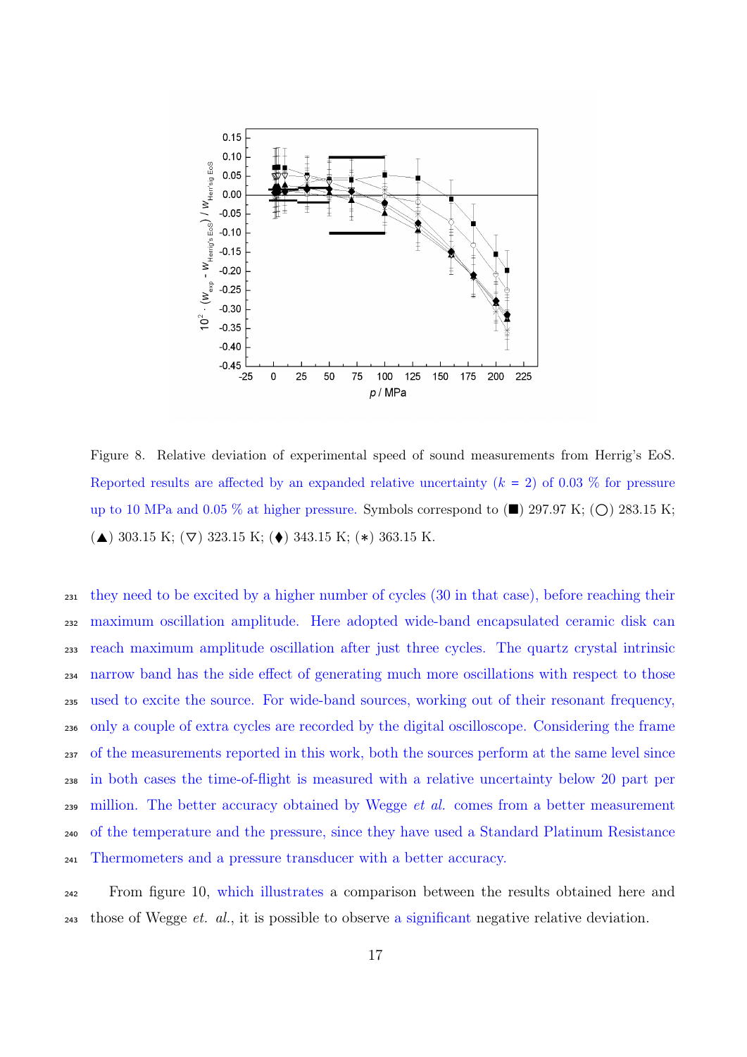Figure 8. Relative deviation of experimental speed of sound measurements from Herrig's EoS. Reported results are affected by an expanded relative uncertainty ($k$ = 2) of 0.03 % for pressure up to 10 MPa and 0.05 % at higher pressure. Symbols correspond to (■) 297.97 K; (◯) 283.15 K; (▲) 303.15 K; (▽) 323.15 K; (♦) 343.15 K; (∗) 363.15 K.

they need to be excited by a higher number of cycles (30 in that case), before reaching their maximum oscillation amplitude. Here adopted wide-band encapsulated ceramic disk can reach maximum amplitude oscillation after just three cycles. The quartz crystal intrinsic narrow band has the side effect of generating much more oscillations with respect to those used to excite the source. For wide-band sources, working out of their resonant frequency, only a couple of extra cycles are recorded by the digital oscilloscope. Considering the frame of the measurements reported in this work, both the sources perform at the same level since in both cases the time-of-flight is measured with a relative uncertainty below 20 part per million. The better accuracy obtained by Wegge *et al.* comes from a better measurement of the temperature and the pressure, since they have used a Standard Platinum Resistance Thermometers and a pressure transducer with a better accuracy.

From figure 10, which illustrates a comparison between the results obtained here and those of Wegge *et. al.*, it is possible to observe a significant negative relative deviation.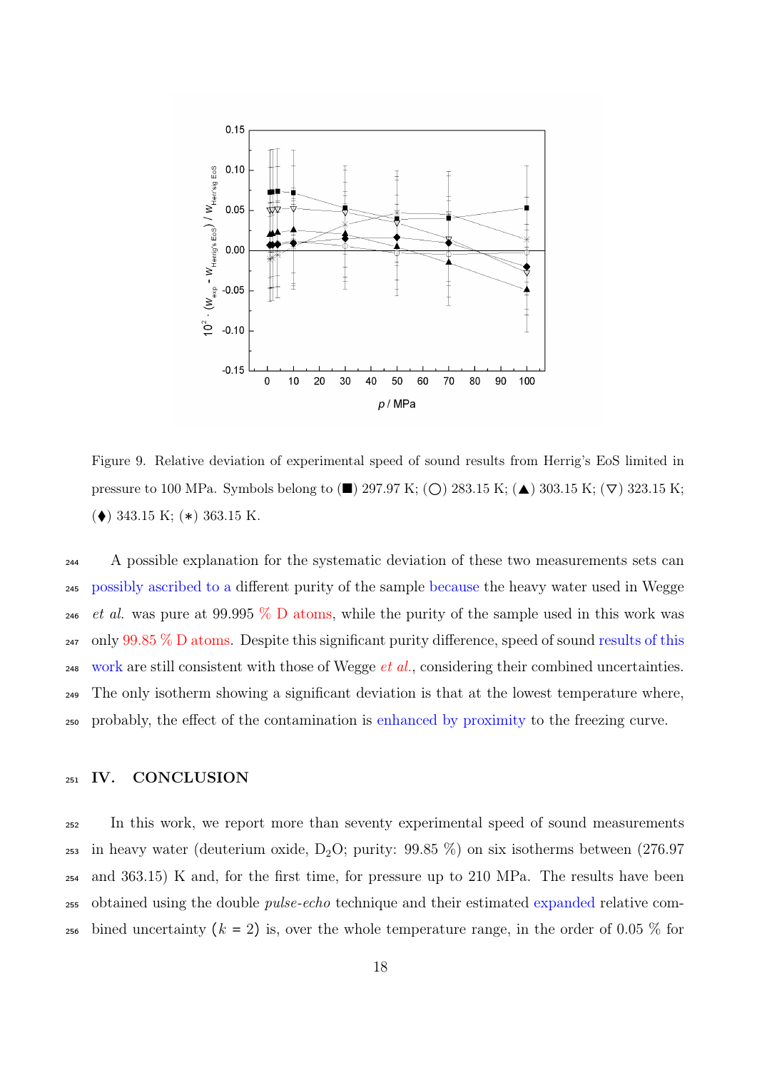Figure 9. Relative deviation of experimental speed of sound results from Herrig's EoS limited in pressure to 100 MPa. Symbols belong to (■) 297.97 K; (○) 283.15 K; (▲) 303.15 K; (▽) 323.15 K; (♦) 343.15 K; (∗) 363.15 K.

A possible explanation for the systematic deviation of these two measurements sets can possibly ascribed to a different purity of the sample because the heavy water used in Wegge *et al.* was pure at 99.995 % D atoms, while the purity of the sample used in this work was only 99.85 % D atoms. Despite this significant purity difference, speed of sound results of this work are still consistent with those of Wegge *et al.*, considering their combined uncertainties. The only isotherm showing a significant deviation is that at the lowest temperature where, probably, the effect of the contamination is enhanced by proximity to the freezing curve.

## IV. CONCLUSION

In this work, we report more than seventy experimental speed of sound measurements in heavy water (deuterium oxide, $D_2O$; purity: 99.85 %) on six isotherms between (276.97 and 363.15) K and, for the first time, for pressure up to 210 MPa. The results have been obtained using the double *pulse-echo* technique and their estimated expanded relative combined uncertainty ($k$ = 2) is, over the whole temperature range, in the order of 0.05 % for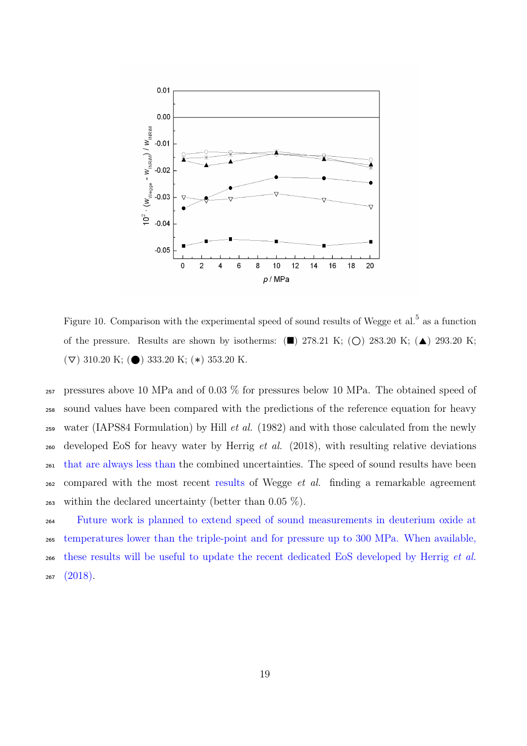Figure 10. Comparison with the experimental speed of sound results of Wegge et al.[5] as a function of the pressure. Results are shown by isotherms: (■) 278.21 K; (○) 283.20 K; (▲) 293.20 K; (▽) 310.20 K; (●) 333.20 K; (∗) 353.20 K.

pressures above 10 MPa and of 0.03 % for pressures below 10 MPa. The obtained speed of sound values have been compared with the predictions of the reference equation for heavy water (IAPS84 Formulation) by Hill *et al.* (1982) and with those calculated from the newly developed EoS for heavy water by Herrig *et al.* (2018), with resulting relative deviations that are always less than the combined uncertainties. The speed of sound results have been compared with the most recent results of Wegge *et al.* finding a remarkable agreement within the declared uncertainty (better than 0.05 %).

Future work is planned to extend speed of sound measurements in deuterium oxide at temperatures lower than the triple-point and for pressure up to 300 MPa. When available, these results will be useful to update the recent dedicated EoS developed by Herrig *et al.* (2018).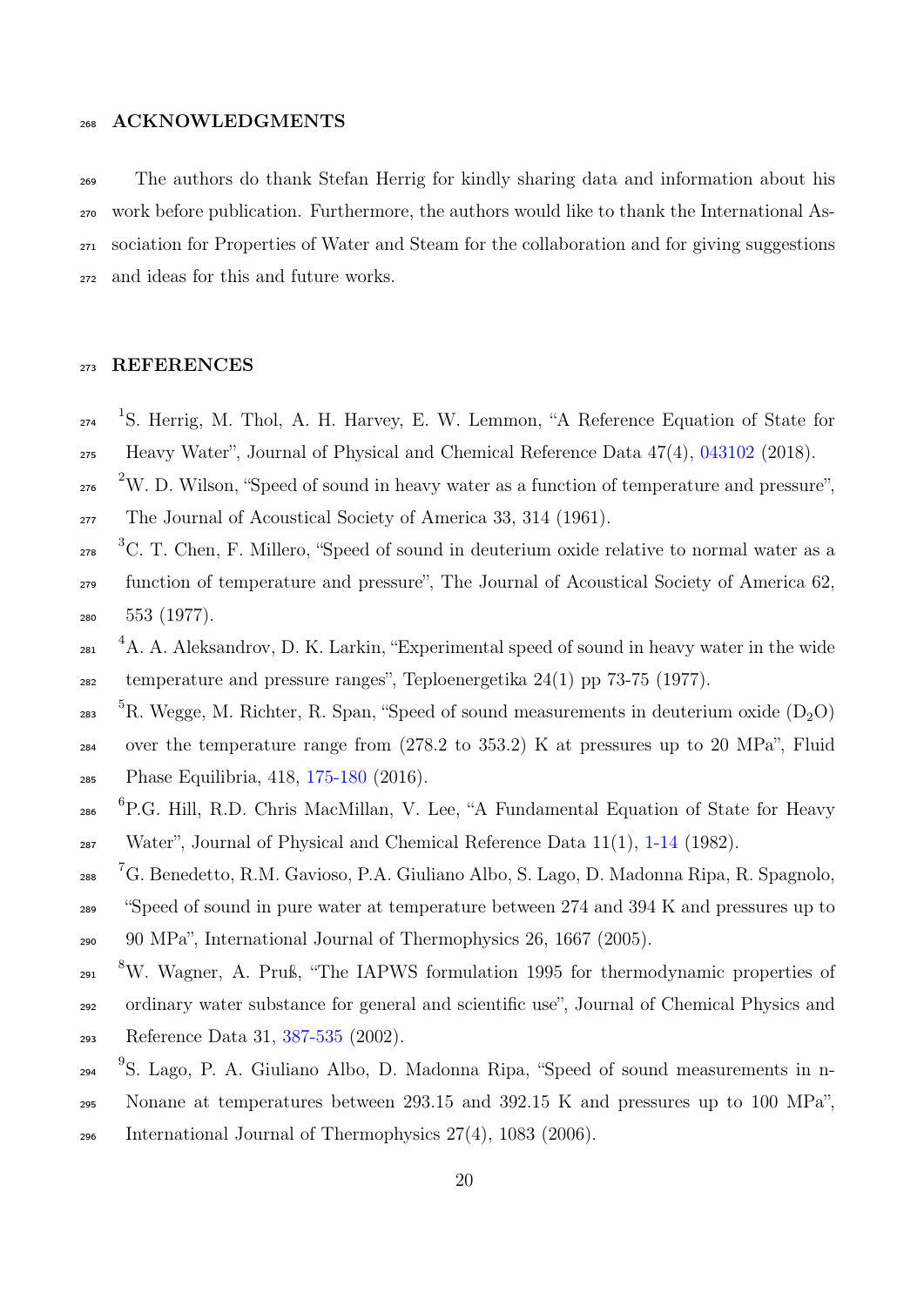## ACKNOWLEDGMENTS

The authors do thank Stefan Herrig for kindly sharing data and information about his work before publication. Furthermore, the authors would like to thank the International Association for Properties of Water and Steam for the collaboration and for giving suggestions and ideas for this and future works.

## REFERENCES

[1] S. Herrig, M. Thol, A. H. Harvey, E. W. Lemmon, "A Reference Equation of State for Heavy Water", Journal of Physical and Chemical Reference Data 47(4), 043102 (2018).

[2] W. D. Wilson, "Speed of sound in heavy water as a function of temperature and pressure", The Journal of Acoustical Society of America 33, 314 (1961).

[3] C. T. Chen, F. Millero, "Speed of sound in deuterium oxide relative to normal water as a function of temperature and pressure", The Journal of Acoustical Society of America 62, 553 (1977).

[4] A. A. Aleksandrov, D. K. Larkin, "Experimental speed of sound in heavy water in the wide temperature and pressure ranges", Teploenergetika 24(1) pp 73-75 (1977).

[5] R. Wegge, M. Richter, R. Span, "Speed of sound measurements in deuterium oxide ($D_2O$) over the temperature range from (278.2 to 353.2) K at pressures up to 20 MPa", Fluid Phase Equilibria, 418, 175-180 (2016).

[6] P.G. Hill, R.D. Chris MacMillan, V. Lee, "A Fundamental Equation of State for Heavy Water", Journal of Physical and Chemical Reference Data 11(1), 1-14 (1982).

[7] G. Benedetto, R.M. Gavioso, P.A. Giuliano Albo, S. Lago, D. Madonna Ripa, R. Spagnolo, "Speed of sound in pure water at temperature between 274 and 394 K and pressures up to 90 MPa", International Journal of Thermophysics 26, 1667 (2005).

[8] W. Wagner, A. Pruß, "The IAPWS formulation 1995 for thermodynamic properties of ordinary water substance for general and scientific use", Journal of Chemical Physics and Reference Data 31, 387-535 (2002).

[9] S. Lago, P. A. Giuliano Albo, D. Madonna Ripa, "Speed of sound measurements in n-Nonane at temperatures between 293.15 and 392.15 K and pressures up to 100 MPa", International Journal of Thermophysics 27(4), 1083 (2006).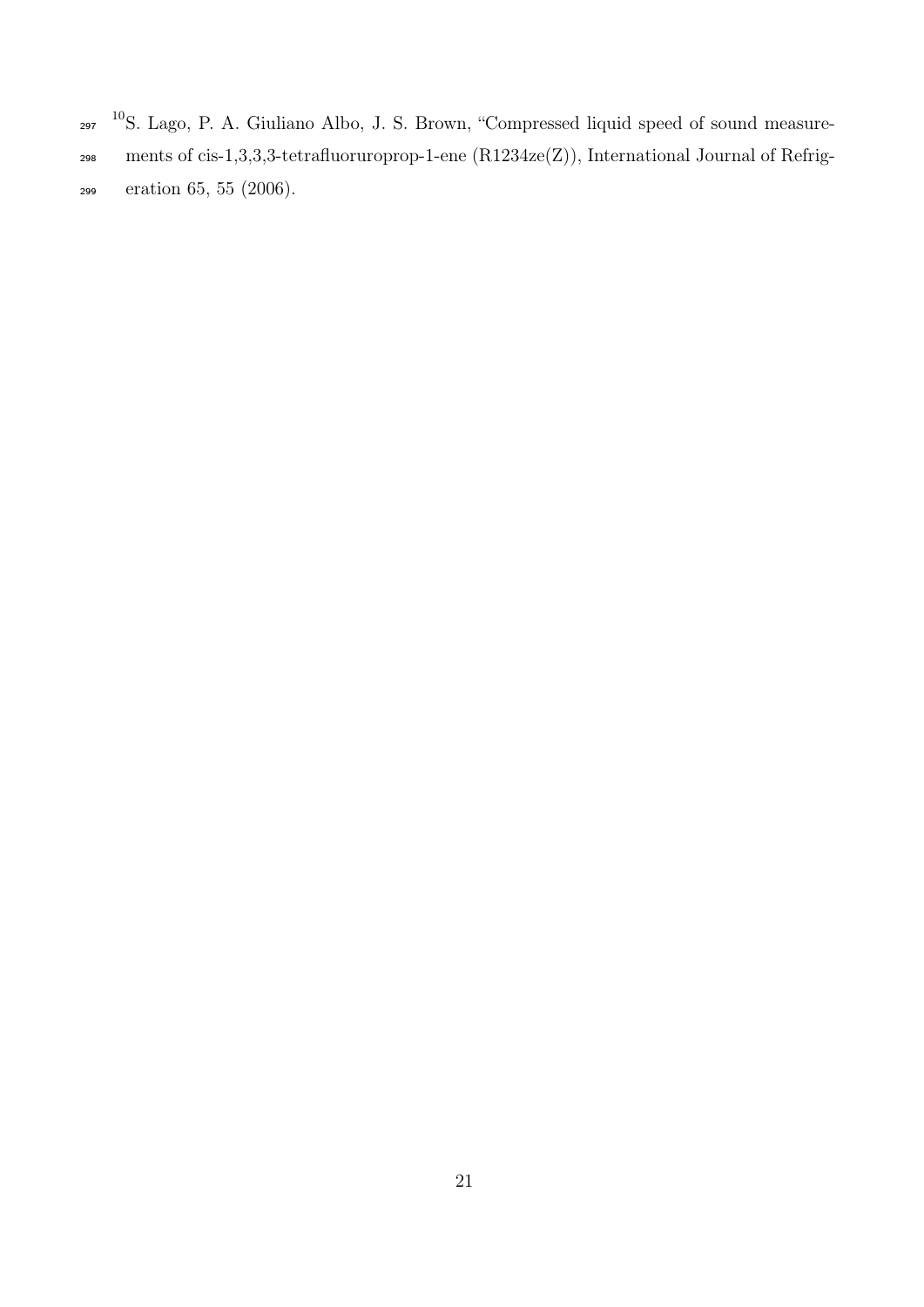[10] S. Lago, P. A. Giuliano Albo, J. S. Brown, "Compressed liquid speed of sound measurements of cis-1,3,3,3-tetrafluoruroprop-1-ene (R1234ze(Z)), International Journal of Refrigeration 65, 55 (2006).